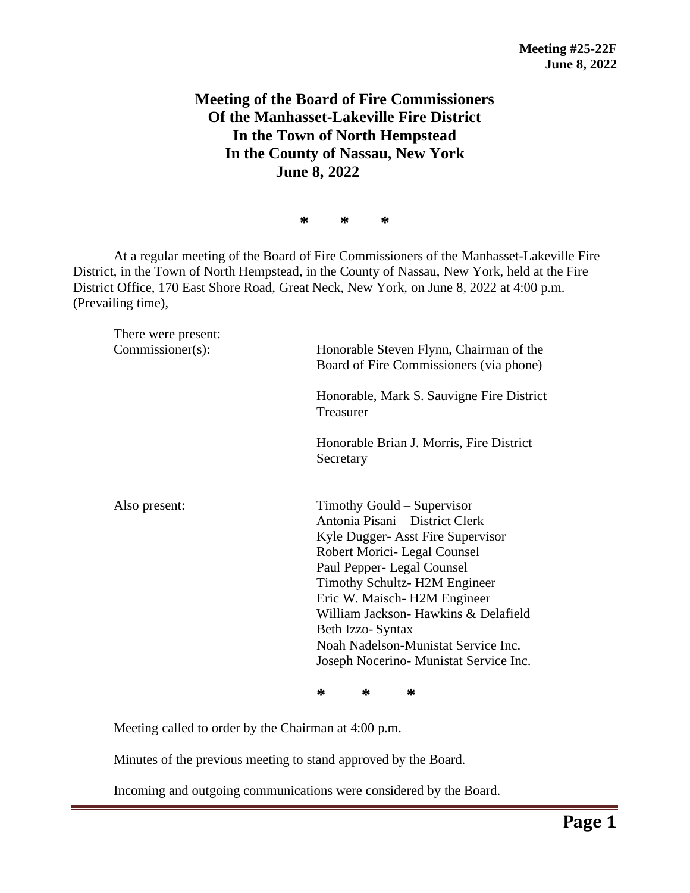**Meeting #25-22F**
**June 8, 2022**

# Meeting of the Board of Fire Commissioners Of the Manhasset-Lakeville Fire District In the Town of North Hempstead In the County of Nassau, New York June 8, 2022

\* \* \*

At a regular meeting of the Board of Fire Commissioners of the Manhasset-Lakeville Fire District, in the Town of North Hempstead, in the County of Nassau, New York, held at the Fire District Office, 170 East Shore Road, Great Neck, New York, on June 8, 2022 at 4:00 p.m. (Prevailing time),

There were present:

Commissioner(s):

Honorable Steven Flynn, Chairman of the Board of Fire Commissioners (via phone)

Honorable, Mark S. Sauvigne Fire District Treasurer

Honorable Brian J. Morris, Fire District Secretary

Also present:

Timothy Gould – Supervisor
Antonia Pisani – District Clerk
Kyle Dugger- Asst Fire Supervisor
Robert Morici- Legal Counsel
Paul Pepper- Legal Counsel
Timothy Schultz- H2M Engineer
Eric W. Maisch- H2M Engineer
William Jackson- Hawkins & Delafield
Beth Izzo- Syntax
Noah Nadelson-Munistat Service Inc.
Joseph Nocerino- Munistat Service Inc.

\* \* \*

Meeting called to order by the Chairman at 4:00 p.m.

Minutes of the previous meeting to stand approved by the Board.

Incoming and outgoing communications were considered by the Board.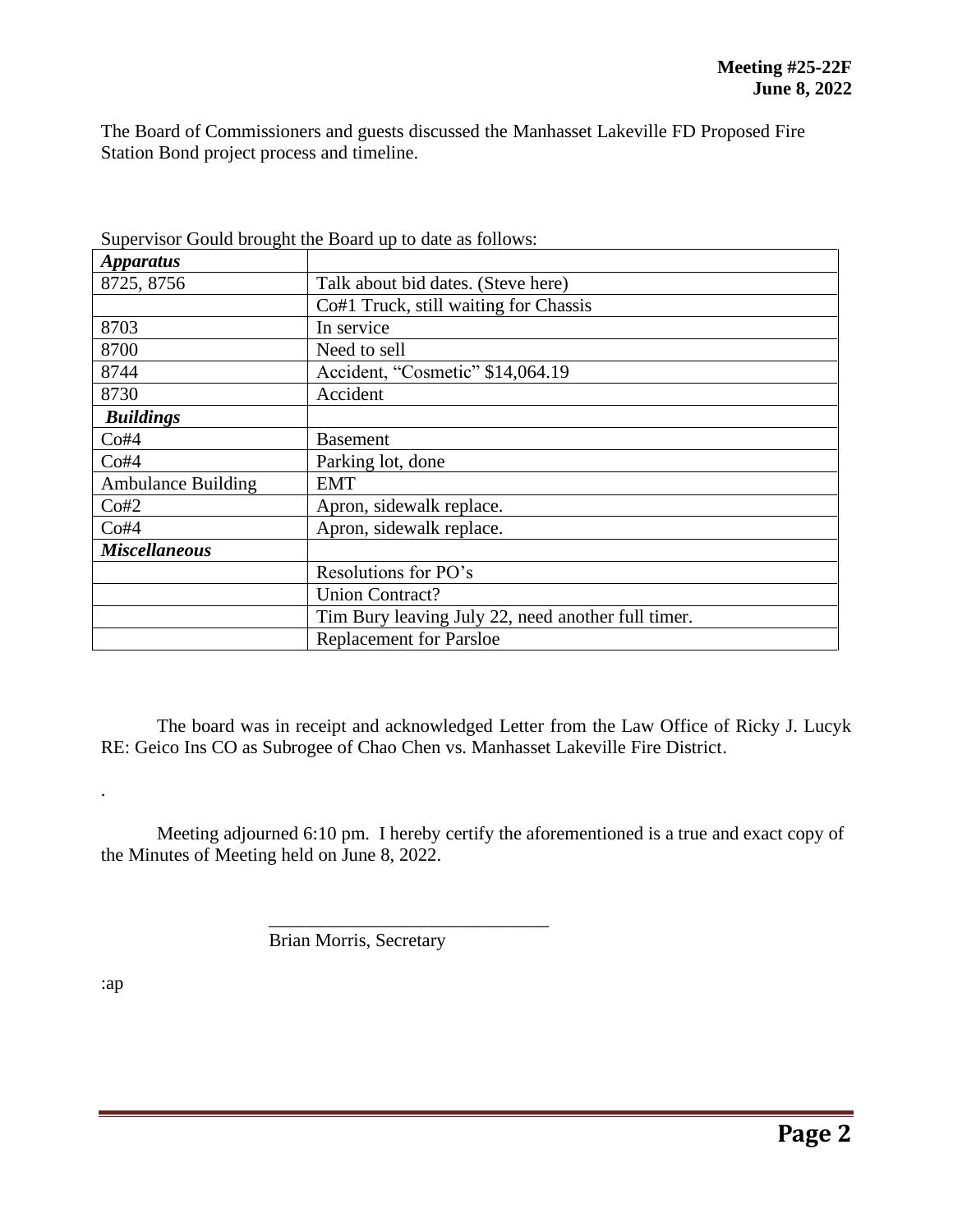**Meeting #25-22F**
**June 8, 2022**

The Board of Commissioners and guests discussed the Manhasset Lakeville FD Proposed Fire Station Bond project process and timeline.

Supervisor Gould brought the Board up to date as follows:

| ***Apparatus*** | |
|---|---|
| 8725, 8756 | Talk about bid dates. (Steve here) |
| | Co#1 Truck, still waiting for Chassis |
| 8703 | In service |
| 8700 | Need to sell |
| 8744 | Accident, "Cosmetic" $14,064.19 |
| 8730 | Accident |
| ***Buildings*** | |
| Co#4 | Basement |
| Co#4 | Parking lot, done |
| Ambulance Building | EMT |
| Co#2 | Apron, sidewalk replace. |
| Co#4 | Apron, sidewalk replace. |
| ***Miscellaneous*** | |
| | Resolutions for PO's |
| | Union Contract? |
| | Tim Bury leaving July 22, need another full timer. |
| | Replacement for Parsloe |

The board was in receipt and acknowledged Letter from the Law Office of Ricky J. Lucyk RE: Geico Ins CO as Subrogee of Chao Chen vs. Manhasset Lakeville Fire District.

.

Meeting adjourned 6:10 pm. I hereby certify the aforementioned is a true and exact copy of the Minutes of Meeting held on June 8, 2022.

\_\_\_\_\_\_\_\_\_\_\_\_\_\_\_\_\_\_\_\_\_\_\_\_\_\_\_\_\_\_
Brian Morris, Secretary

:ap